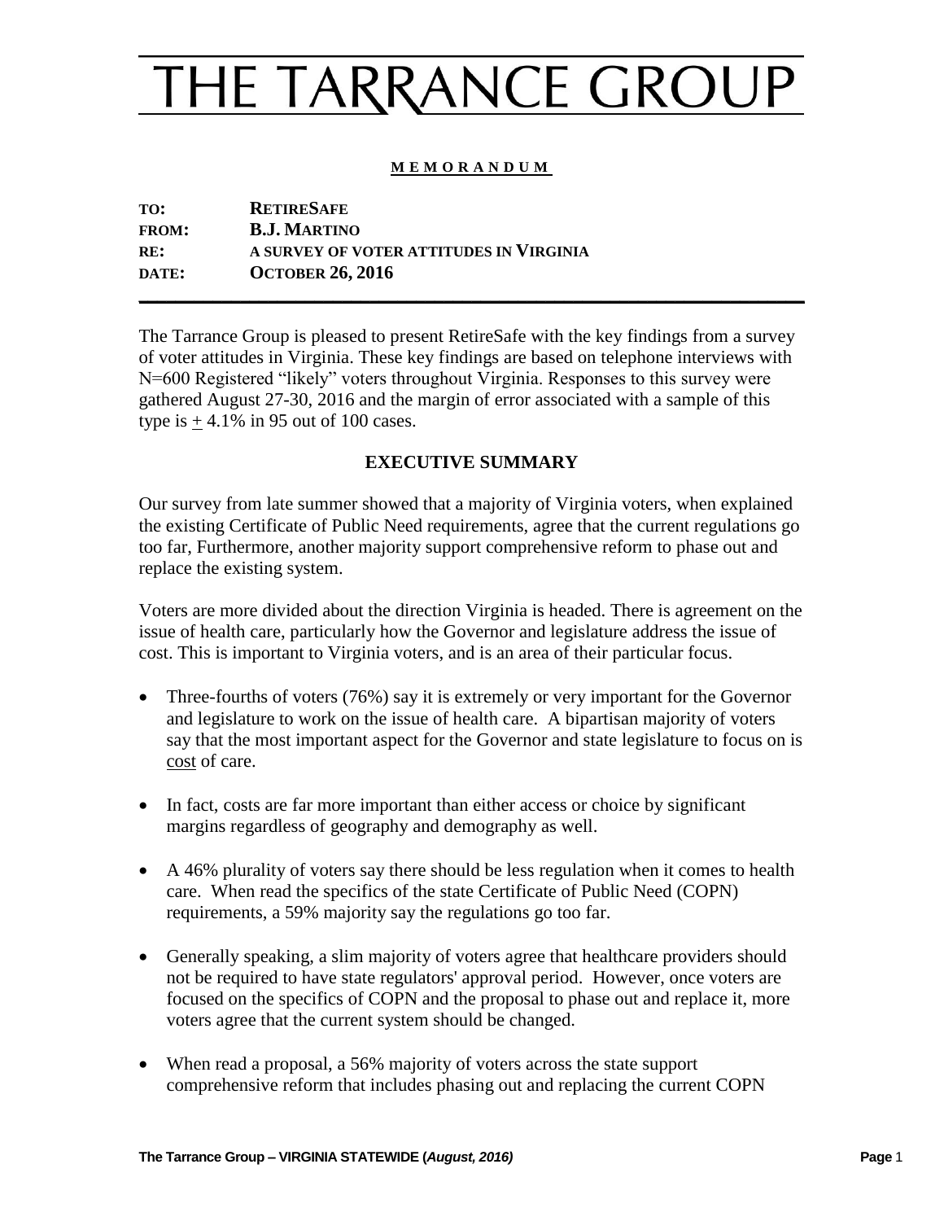# THE TARRANCE GROUP

**MEMORANDUM**

| | |
|---|---|
| **TO:** | **RETIRESAFE** |
| **FROM:** | **B.J. MARTINO** |
| **RE:** | **A SURVEY OF VOTER ATTITUDES IN VIRGINIA** |
| **DATE:** | **OCTOBER 26, 2016** |

The Tarrance Group is pleased to present RetireSafe with the key findings from a survey of voter attitudes in Virginia. These key findings are based on telephone interviews with N=600 Registered "likely" voters throughout Virginia. Responses to this survey were gathered August 27-30, 2016 and the margin of error associated with a sample of this type is ± 4.1% in 95 out of 100 cases.

## EXECUTIVE SUMMARY

Our survey from late summer showed that a majority of Virginia voters, when explained the existing Certificate of Public Need requirements, agree that the current regulations go too far, Furthermore, another majority support comprehensive reform to phase out and replace the existing system.

Voters are more divided about the direction Virginia is headed. There is agreement on the issue of health care, particularly how the Governor and legislature address the issue of cost. This is important to Virginia voters, and is an area of their particular focus.

- Three-fourths of voters (76%) say it is extremely or very important for the Governor and legislature to work on the issue of health care. A bipartisan majority of voters say that the most important aspect for the Governor and state legislature to focus on is cost of care.

- In fact, costs are far more important than either access or choice by significant margins regardless of geography and demography as well.

- A 46% plurality of voters say there should be less regulation when it comes to health care. When read the specifics of the state Certificate of Public Need (COPN) requirements, a 59% majority say the regulations go too far.

- Generally speaking, a slim majority of voters agree that healthcare providers should not be required to have state regulators' approval period. However, once voters are focused on the specifics of COPN and the proposal to phase out and replace it, more voters agree that the current system should be changed.

- When read a proposal, a 56% majority of voters across the state support comprehensive reform that includes phasing out and replacing the current COPN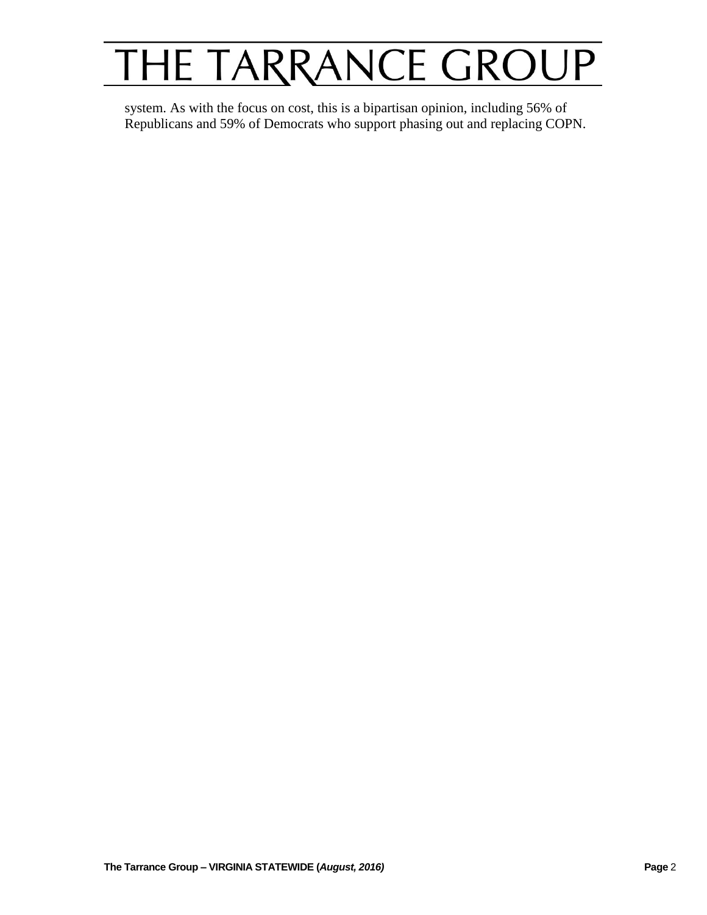system. As with the focus on cost, this is a bipartisan opinion, including 56% of Republicans and 59% of Democrats who support phasing out and replacing COPN.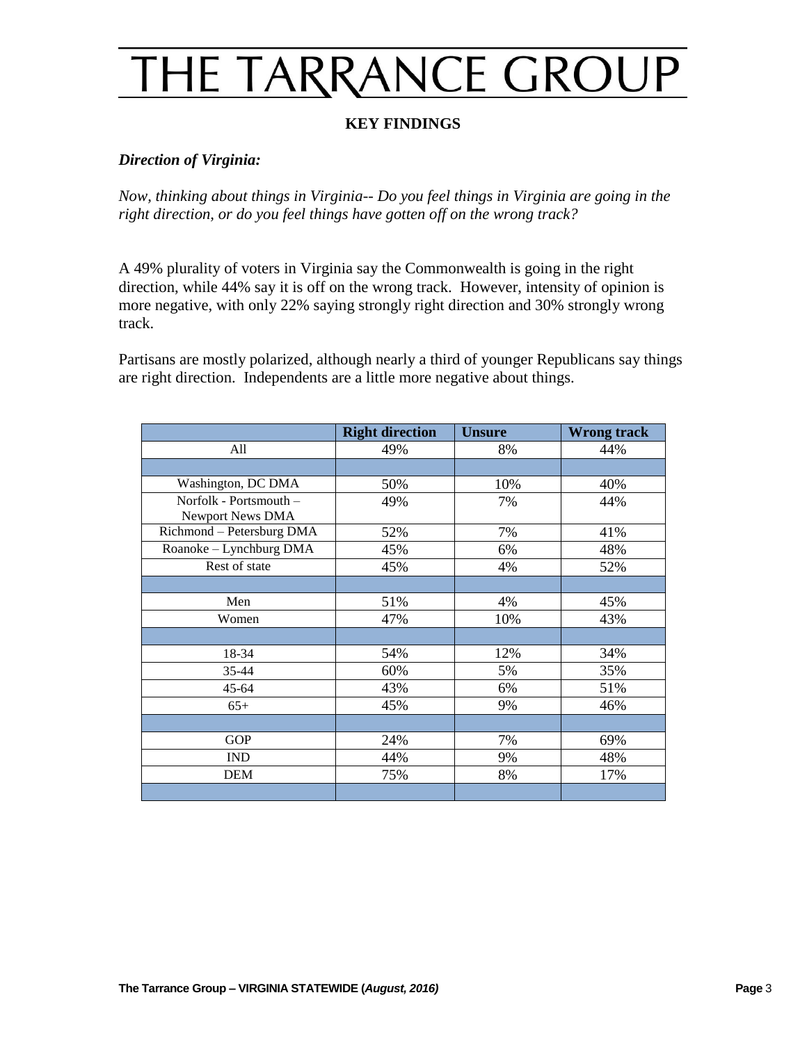# THE TARRANCE GROUP

## KEY FINDINGS

### *Direction of Virginia:*

*Now, thinking about things in Virginia-- Do you feel things in Virginia are going in the right direction, or do you feel things have gotten off on the wrong track?*

A 49% plurality of voters in Virginia say the Commonwealth is going in the right direction, while 44% say it is off on the wrong track. However, intensity of opinion is more negative, with only 22% saying strongly right direction and 30% strongly wrong track.

Partisans are mostly polarized, although nearly a third of younger Republicans say things are right direction. Independents are a little more negative about things.

| | Right direction | Unsure | Wrong track |
|---|---|---|---|
| All | 49% | 8% | 44% |
| | | | |
| Washington, DC DMA | 50% | 10% | 40% |
| Norfolk - Portsmouth – Newport News DMA | 49% | 7% | 44% |
| Richmond – Petersburg DMA | 52% | 7% | 41% |
| Roanoke – Lynchburg DMA | 45% | 6% | 48% |
| Rest of state | 45% | 4% | 52% |
| | | | |
| Men | 51% | 4% | 45% |
| Women | 47% | 10% | 43% |
| | | | |
| 18-34 | 54% | 12% | 34% |
| 35-44 | 60% | 5% | 35% |
| 45-64 | 43% | 6% | 51% |
| 65+ | 45% | 9% | 46% |
| | | | |
| GOP | 24% | 7% | 69% |
| IND | 44% | 9% | 48% |
| DEM | 75% | 8% | 17% |
| | | | |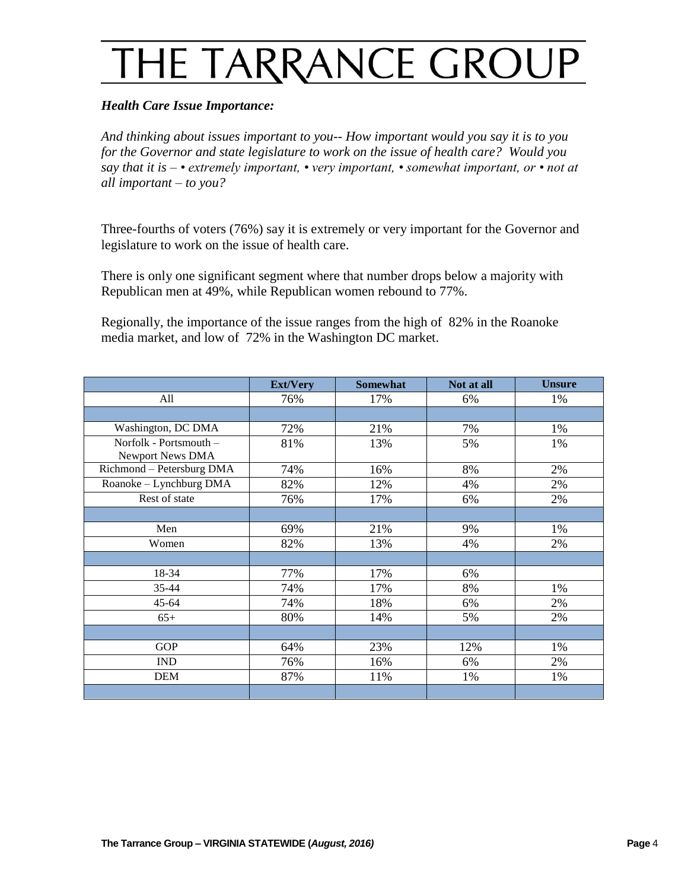# THE TARRANCE GROUP

***Health Care Issue Importance:***

*And thinking about issues important to you-- How important would you say it is to you for the Governor and state legislature to work on the issue of health care? Would you say that it is – • extremely important, • very important, • somewhat important, or • not at all important – to you?*

Three-fourths of voters (76%) say it is extremely or very important for the Governor and legislature to work on the issue of health care.

There is only one significant segment where that number drops below a majority with Republican men at 49%, while Republican women rebound to 77%.

Regionally, the importance of the issue ranges from the high of 82% in the Roanoke media market, and low of 72% in the Washington DC market.

| | Ext/Very | Somewhat | Not at all | Unsure |
|---|---|---|---|---|
| All | 76% | 17% | 6% | 1% |
| | | | | |
| Washington, DC DMA | 72% | 21% | 7% | 1% |
| Norfolk - Portsmouth – Newport News DMA | 81% | 13% | 5% | 1% |
| Richmond – Petersburg DMA | 74% | 16% | 8% | 2% |
| Roanoke – Lynchburg DMA | 82% | 12% | 4% | 2% |
| Rest of state | 76% | 17% | 6% | 2% |
| | | | | |
| Men | 69% | 21% | 9% | 1% |
| Women | 82% | 13% | 4% | 2% |
| | | | | |
| 18-34 | 77% | 17% | 6% | |
| 35-44 | 74% | 17% | 8% | 1% |
| 45-64 | 74% | 18% | 6% | 2% |
| 65+ | 80% | 14% | 5% | 2% |
| | | | | |
| GOP | 64% | 23% | 12% | 1% |
| IND | 76% | 16% | 6% | 2% |
| DEM | 87% | 11% | 1% | 1% |
| | | | | |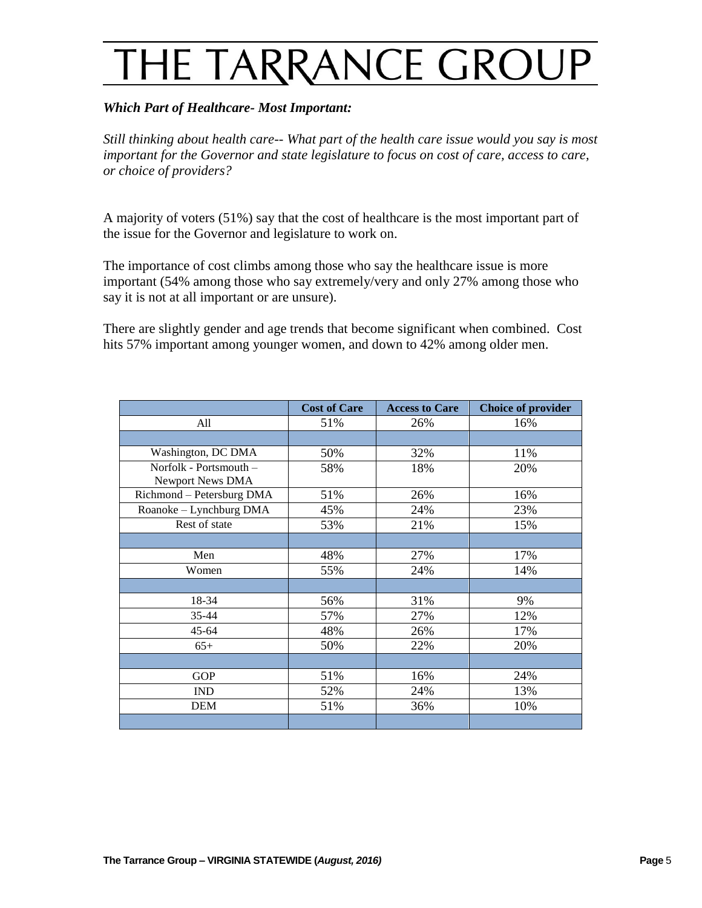### *Which Part of Healthcare- Most Important:*

*Still thinking about health care-- What part of the health care issue would you say is most important for the Governor and state legislature to focus on cost of care, access to care, or choice of providers?*

A majority of voters (51%) say that the cost of healthcare is the most important part of the issue for the Governor and legislature to work on.

The importance of cost climbs among those who say the healthcare issue is more important (54% among those who say extremely/very and only 27% among those who say it is not at all important or are unsure).

There are slightly gender and age trends that become significant when combined. Cost hits 57% important among younger women, and down to 42% among older men.

| | Cost of Care | Access to Care | Choice of provider |
|---|---|---|---|
| All | 51% | 26% | 16% |
| | | | |
| Washington, DC DMA | 50% | 32% | 11% |
| Norfolk - Portsmouth – Newport News DMA | 58% | 18% | 20% |
| Richmond – Petersburg DMA | 51% | 26% | 16% |
| Roanoke – Lynchburg DMA | 45% | 24% | 23% |
| Rest of state | 53% | 21% | 15% |
| | | | |
| Men | 48% | 27% | 17% |
| Women | 55% | 24% | 14% |
| | | | |
| 18-34 | 56% | 31% | 9% |
| 35-44 | 57% | 27% | 12% |
| 45-64 | 48% | 26% | 17% |
| 65+ | 50% | 22% | 20% |
| | | | |
| GOP | 51% | 16% | 24% |
| IND | 52% | 24% | 13% |
| DEM | 51% | 36% | 10% |
| | | | |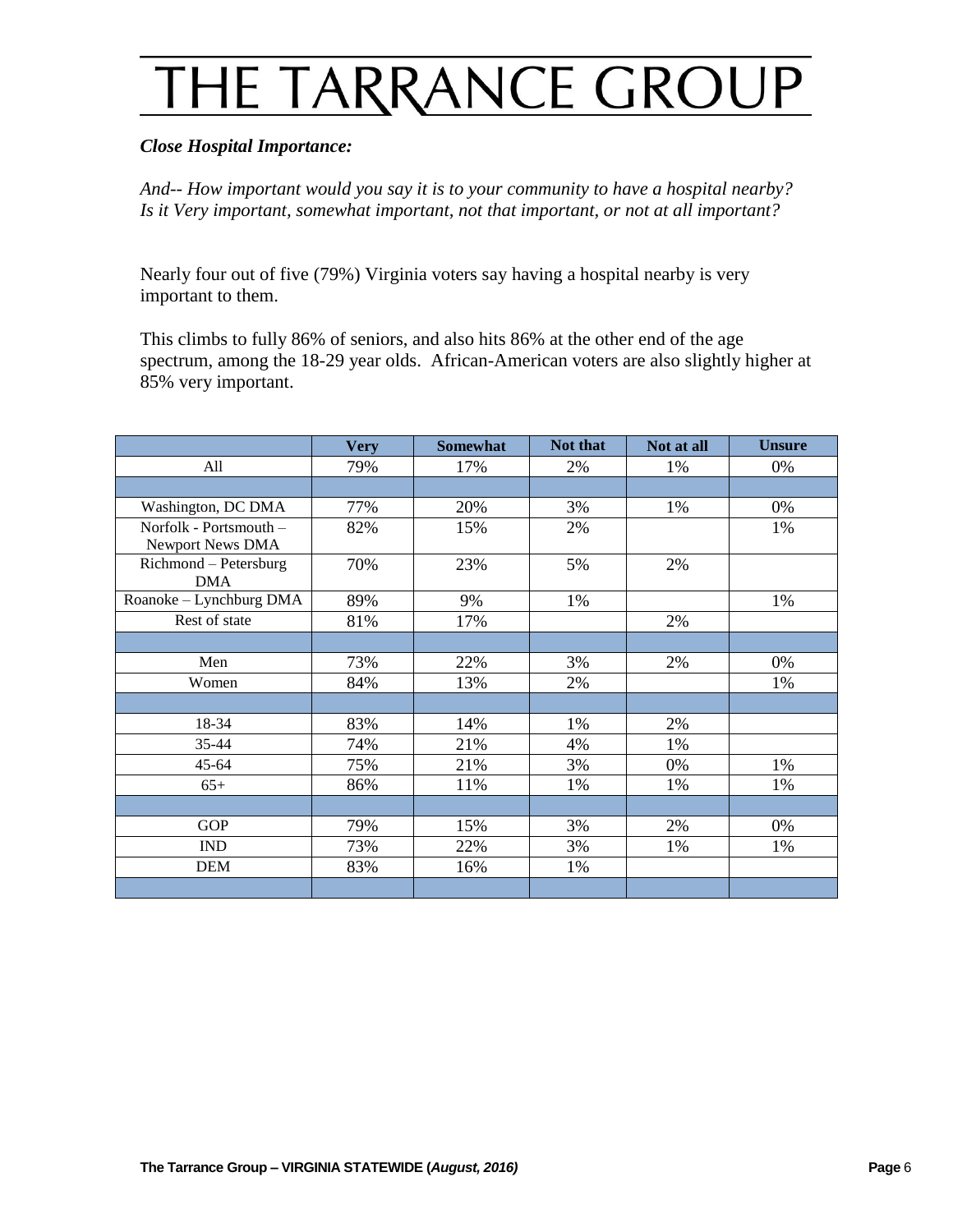*Close Hospital Importance:*

*And-- How important would you say it is to your community to have a hospital nearby? Is it Very important, somewhat important, not that important, or not at all important?*

Nearly four out of five (79%) Virginia voters say having a hospital nearby is very important to them.

This climbs to fully 86% of seniors, and also hits 86% at the other end of the age spectrum, among the 18-29 year olds. African-American voters are also slightly higher at 85% very important.

| | Very | Somewhat | Not that | Not at all | Unsure |
|---|---|---|---|---|---|
| All | 79% | 17% | 2% | 1% | 0% |
| | | | | | |
| Washington, DC DMA | 77% | 20% | 3% | 1% | 0% |
| Norfolk - Portsmouth – Newport News DMA | 82% | 15% | 2% | | 1% |
| Richmond – Petersburg DMA | 70% | 23% | 5% | 2% | |
| Roanoke – Lynchburg DMA | 89% | 9% | 1% | | 1% |
| Rest of state | 81% | 17% | | 2% | |
| | | | | | |
| Men | 73% | 22% | 3% | 2% | 0% |
| Women | 84% | 13% | 2% | | 1% |
| | | | | | |
| 18-34 | 83% | 14% | 1% | 2% | |
| 35-44 | 74% | 21% | 4% | 1% | |
| 45-64 | 75% | 21% | 3% | 0% | 1% |
| 65+ | 86% | 11% | 1% | 1% | 1% |
| | | | | | |
| GOP | 79% | 15% | 3% | 2% | 0% |
| IND | 73% | 22% | 3% | 1% | 1% |
| DEM | 83% | 16% | 1% | | |
| | | | | | |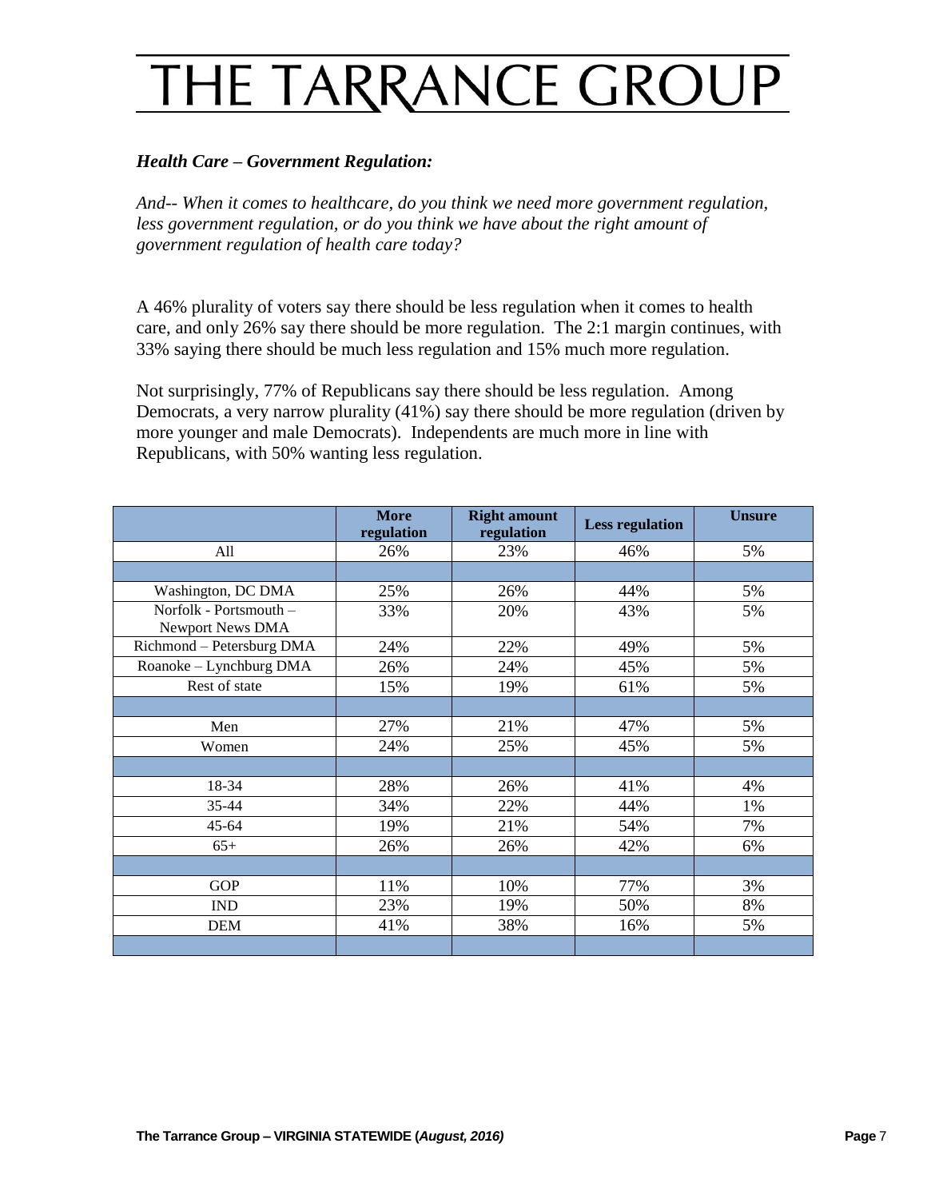# THE TARRANCE GROUP

***Health Care – Government Regulation:***

*And-- When it comes to healthcare, do you think we need more government regulation, less government regulation, or do you think we have about the right amount of government regulation of health care today?*

A 46% plurality of voters say there should be less regulation when it comes to health care, and only 26% say there should be more regulation. The 2:1 margin continues, with 33% saying there should be much less regulation and 15% much more regulation.

Not surprisingly, 77% of Republicans say there should be less regulation. Among Democrats, a very narrow plurality (41%) say there should be more regulation (driven by more younger and male Democrats). Independents are much more in line with Republicans, with 50% wanting less regulation.

| | **More regulation** | **Right amount regulation** | **Less regulation** | **Unsure** |
|---|---|---|---|---|
| All | 26% | 23% | 46% | 5% |
| | | | | |
| Washington, DC DMA | 25% | 26% | 44% | 5% |
| Norfolk - Portsmouth – Newport News DMA | 33% | 20% | 43% | 5% |
| Richmond – Petersburg DMA | 24% | 22% | 49% | 5% |
| Roanoke – Lynchburg DMA | 26% | 24% | 45% | 5% |
| Rest of state | 15% | 19% | 61% | 5% |
| | | | | |
| Men | 27% | 21% | 47% | 5% |
| Women | 24% | 25% | 45% | 5% |
| | | | | |
| 18-34 | 28% | 26% | 41% | 4% |
| 35-44 | 34% | 22% | 44% | 1% |
| 45-64 | 19% | 21% | 54% | 7% |
| 65+ | 26% | 26% | 42% | 6% |
| | | | | |
| GOP | 11% | 10% | 77% | 3% |
| IND | 23% | 19% | 50% | 8% |
| DEM | 41% | 38% | 16% | 5% |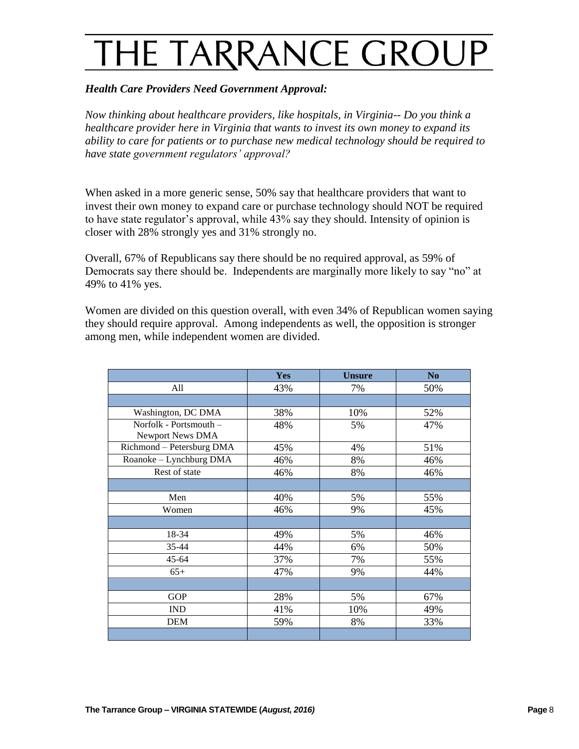# THE TARRANCE GROUP

***Health Care Providers Need Government Approval:***

*Now thinking about healthcare providers, like hospitals, in Virginia-- Do you think a healthcare provider here in Virginia that wants to invest its own money to expand its ability to care for patients or to purchase new medical technology should be required to have state government regulators' approval?*

When asked in a more generic sense, 50% say that healthcare providers that want to invest their own money to expand care or purchase technology should NOT be required to have state regulator's approval, while 43% say they should. Intensity of opinion is closer with 28% strongly yes and 31% strongly no.

Overall, 67% of Republicans say there should be no required approval, as 59% of Democrats say there should be. Independents are marginally more likely to say "no" at 49% to 41% yes.

Women are divided on this question overall, with even 34% of Republican women saying they should require approval. Among independents as well, the opposition is stronger among men, while independent women are divided.

| | Yes | Unsure | No |
|---|---|---|---|
| All | 43% | 7% | 50% |
| | | | |
| Washington, DC DMA | 38% | 10% | 52% |
| Norfolk - Portsmouth – Newport News DMA | 48% | 5% | 47% |
| Richmond – Petersburg DMA | 45% | 4% | 51% |
| Roanoke – Lynchburg DMA | 46% | 8% | 46% |
| Rest of state | 46% | 8% | 46% |
| | | | |
| Men | 40% | 5% | 55% |
| Women | 46% | 9% | 45% |
| | | | |
| 18-34 | 49% | 5% | 46% |
| 35-44 | 44% | 6% | 50% |
| 45-64 | 37% | 7% | 55% |
| 65+ | 47% | 9% | 44% |
| | | | |
| GOP | 28% | 5% | 67% |
| IND | 41% | 10% | 49% |
| DEM | 59% | 8% | 33% |
| | | | |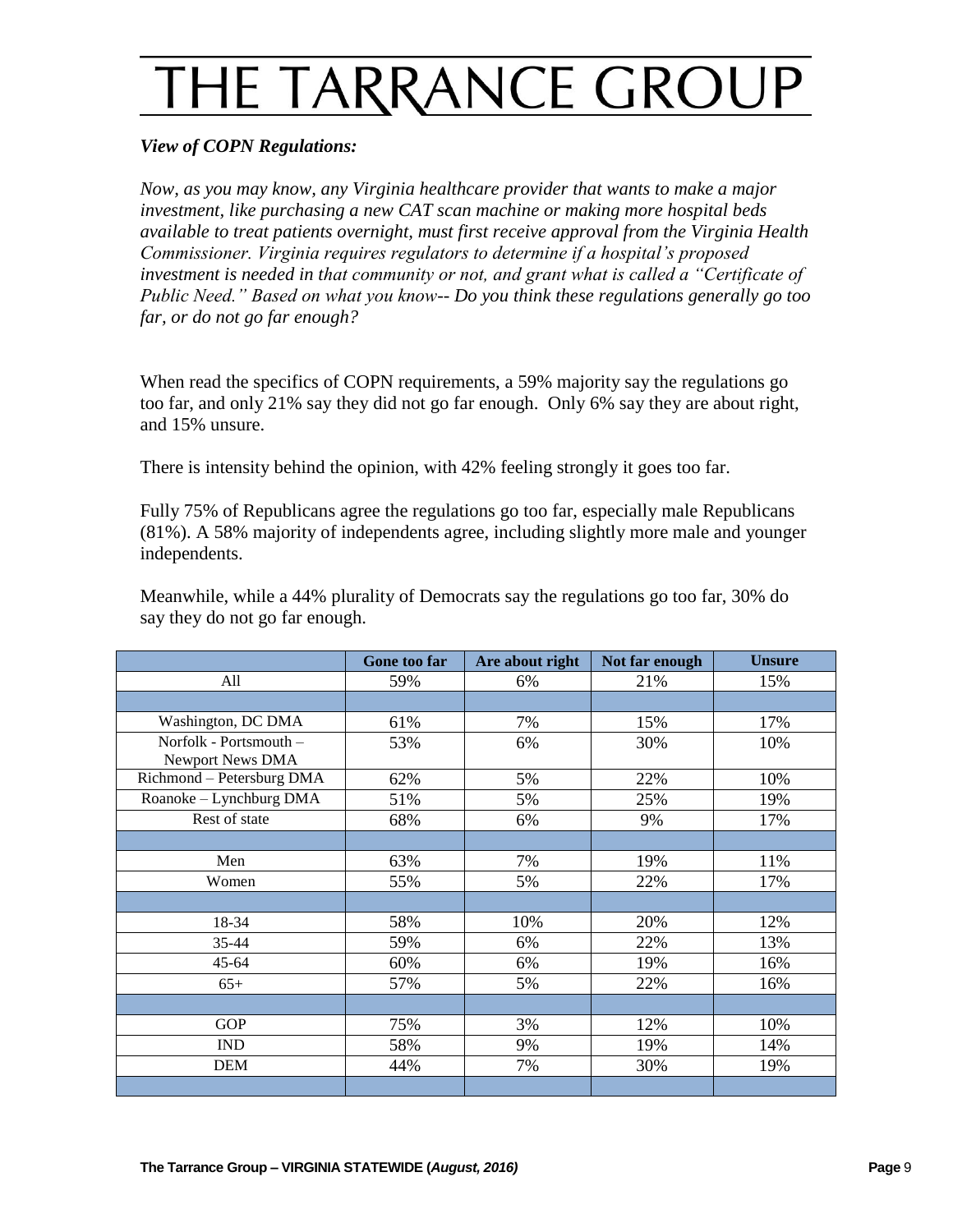*View of COPN Regulations:*

*Now, as you may know, any Virginia healthcare provider that wants to make a major investment, like purchasing a new CAT scan machine or making more hospital beds available to treat patients overnight, must first receive approval from the Virginia Health Commissioner. Virginia requires regulators to determine if a hospital's proposed investment is needed in that community or not, and grant what is called a "Certificate of Public Need." Based on what you know-- Do you think these regulations generally go too far, or do not go far enough?*

When read the specifics of COPN requirements, a 59% majority say the regulations go too far, and only 21% say they did not go far enough. Only 6% say they are about right, and 15% unsure.

There is intensity behind the opinion, with 42% feeling strongly it goes too far.

Fully 75% of Republicans agree the regulations go too far, especially male Republicans (81%). A 58% majority of independents agree, including slightly more male and younger independents.

Meanwhile, while a 44% plurality of Democrats say the regulations go too far, 30% do say they do not go far enough.

| | Gone too far | Are about right | Not far enough | Unsure |
|---|---|---|---|---|
| All | 59% | 6% | 21% | 15% |
| | | | | |
| Washington, DC DMA | 61% | 7% | 15% | 17% |
| Norfolk - Portsmouth – Newport News DMA | 53% | 6% | 30% | 10% |
| Richmond – Petersburg DMA | 62% | 5% | 22% | 10% |
| Roanoke – Lynchburg DMA | 51% | 5% | 25% | 19% |
| Rest of state | 68% | 6% | 9% | 17% |
| | | | | |
| Men | 63% | 7% | 19% | 11% |
| Women | 55% | 5% | 22% | 17% |
| | | | | |
| 18-34 | 58% | 10% | 20% | 12% |
| 35-44 | 59% | 6% | 22% | 13% |
| 45-64 | 60% | 6% | 19% | 16% |
| 65+ | 57% | 5% | 22% | 16% |
| | | | | |
| GOP | 75% | 3% | 12% | 10% |
| IND | 58% | 9% | 19% | 14% |
| DEM | 44% | 7% | 30% | 19% |
| | | | | |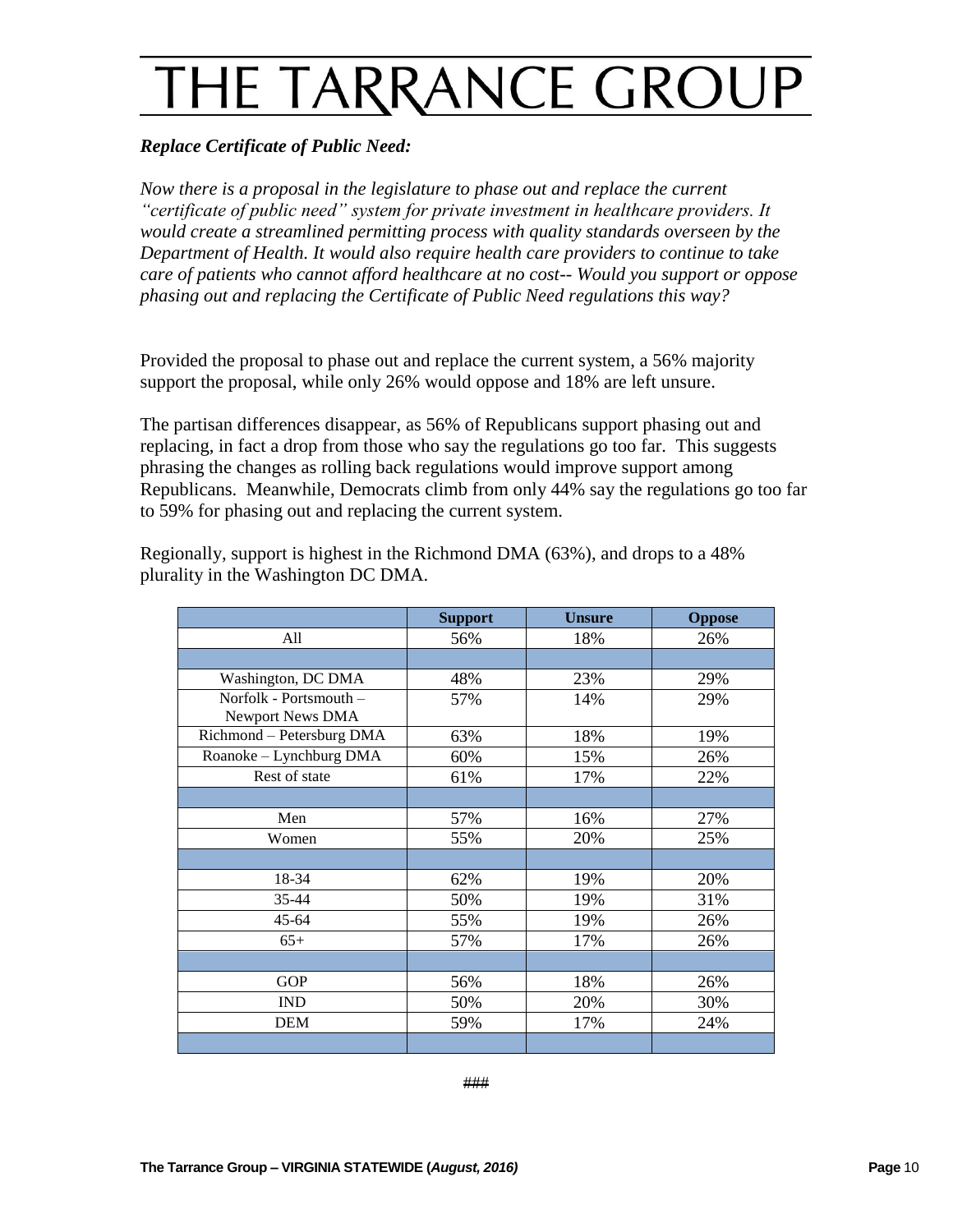# THE TARRANCE GROUP

***Replace Certificate of Public Need:***

*Now there is a proposal in the legislature to phase out and replace the current "certificate of public need" system for private investment in healthcare providers. It would create a streamlined permitting process with quality standards overseen by the Department of Health. It would also require health care providers to continue to take care of patients who cannot afford healthcare at no cost-- Would you support or oppose phasing out and replacing the Certificate of Public Need regulations this way?*

Provided the proposal to phase out and replace the current system, a 56% majority support the proposal, while only 26% would oppose and 18% are left unsure.

The partisan differences disappear, as 56% of Republicans support phasing out and replacing, in fact a drop from those who say the regulations go too far. This suggests phrasing the changes as rolling back regulations would improve support among Republicans. Meanwhile, Democrats climb from only 44% say the regulations go too far to 59% for phasing out and replacing the current system.

Regionally, support is highest in the Richmond DMA (63%), and drops to a 48% plurality in the Washington DC DMA.

| | Support | Unsure | Oppose |
|---|---|---|---|
| All | 56% | 18% | 26% |
| | | | |
| Washington, DC DMA | 48% | 23% | 29% |
| Norfolk - Portsmouth – Newport News DMA | 57% | 14% | 29% |
| Richmond – Petersburg DMA | 63% | 18% | 19% |
| Roanoke – Lynchburg DMA | 60% | 15% | 26% |
| Rest of state | 61% | 17% | 22% |
| | | | |
| Men | 57% | 16% | 27% |
| Women | 55% | 20% | 25% |
| | | | |
| 18-34 | 62% | 19% | 20% |
| 35-44 | 50% | 19% | 31% |
| 45-64 | 55% | 19% | 26% |
| 65+ | 57% | 17% | 26% |
| | | | |
| GOP | 56% | 18% | 26% |
| IND | 50% | 20% | 30% |
| DEM | 59% | 17% | 24% |
| | | | |

###